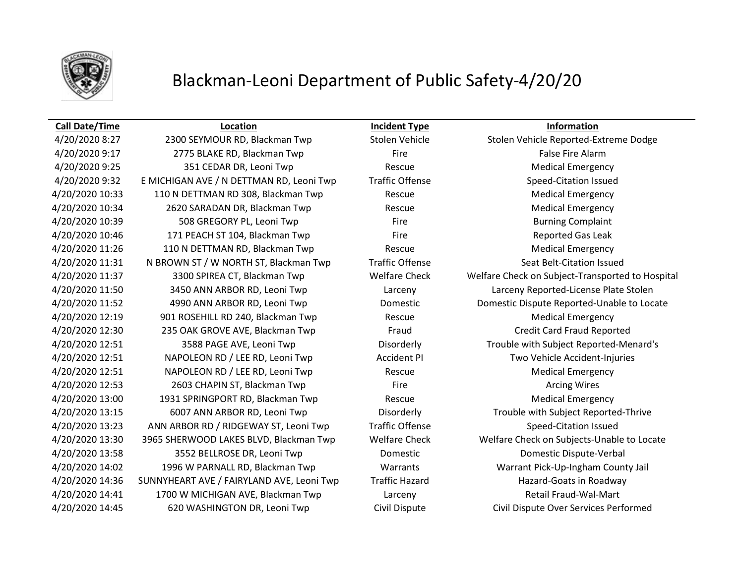# Blackman-Leoni Department of Public Safety-4/20/20

| Call Date/Time | Location | Incident Type | Information |
|---|---|---|---|
| 4/20/2020 8:27 | 2300 SEYMOUR RD, Blackman Twp | Stolen Vehicle | Stolen Vehicle Reported-Extreme Dodge |
| 4/20/2020 9:17 | 2775 BLAKE RD, Blackman Twp | Fire | False Fire Alarm |
| 4/20/2020 9:25 | 351 CEDAR DR, Leoni Twp | Rescue | Medical Emergency |
| 4/20/2020 9:32 | E MICHIGAN AVE / N DETTMAN RD, Leoni Twp | Traffic Offense | Speed-Citation Issued |
| 4/20/2020 10:33 | 110 N DETTMAN RD 308, Blackman Twp | Rescue | Medical Emergency |
| 4/20/2020 10:34 | 2620 SARADAN DR, Blackman Twp | Rescue | Medical Emergency |
| 4/20/2020 10:39 | 508 GREGORY PL, Leoni Twp | Fire | Burning Complaint |
| 4/20/2020 10:46 | 171 PEACH ST 104, Blackman Twp | Fire | Reported Gas Leak |
| 4/20/2020 11:26 | 110 N DETTMAN RD, Blackman Twp | Rescue | Medical Emergency |
| 4/20/2020 11:31 | N BROWN ST / W NORTH ST, Blackman Twp | Traffic Offense | Seat Belt-Citation Issued |
| 4/20/2020 11:37 | 3300 SPIREA CT, Blackman Twp | Welfare Check | Welfare Check on Subject-Transported to Hospital |
| 4/20/2020 11:50 | 3450 ANN ARBOR RD, Leoni Twp | Larceny | Larceny Reported-License Plate Stolen |
| 4/20/2020 11:52 | 4990 ANN ARBOR RD, Leoni Twp | Domestic | Domestic Dispute Reported-Unable to Locate |
| 4/20/2020 12:19 | 901 ROSEHILL RD 240, Blackman Twp | Rescue | Medical Emergency |
| 4/20/2020 12:30 | 235 OAK GROVE AVE, Blackman Twp | Fraud | Credit Card Fraud Reported |
| 4/20/2020 12:51 | 3588 PAGE AVE, Leoni Twp | Disorderly | Trouble with Subject Reported-Menard's |
| 4/20/2020 12:51 | NAPOLEON RD / LEE RD, Leoni Twp | Accident PI | Two Vehicle Accident-Injuries |
| 4/20/2020 12:51 | NAPOLEON RD / LEE RD, Leoni Twp | Rescue | Medical Emergency |
| 4/20/2020 12:53 | 2603 CHAPIN ST, Blackman Twp | Fire | Arcing Wires |
| 4/20/2020 13:00 | 1931 SPRINGPORT RD, Blackman Twp | Rescue | Medical Emergency |
| 4/20/2020 13:15 | 6007 ANN ARBOR RD, Leoni Twp | Disorderly | Trouble with Subject Reported-Thrive |
| 4/20/2020 13:23 | ANN ARBOR RD / RIDGEWAY ST, Leoni Twp | Traffic Offense | Speed-Citation Issued |
| 4/20/2020 13:30 | 3965 SHERWOOD LAKES BLVD, Blackman Twp | Welfare Check | Welfare Check on Subjects-Unable to Locate |
| 4/20/2020 13:58 | 3552 BELLROSE DR, Leoni Twp | Domestic | Domestic Dispute-Verbal |
| 4/20/2020 14:02 | 1996 W PARNALL RD, Blackman Twp | Warrants | Warrant Pick-Up-Ingham County Jail |
| 4/20/2020 14:36 | SUNNYHEART AVE / FAIRYLAND AVE, Leoni Twp | Traffic Hazard | Hazard-Goats in Roadway |
| 4/20/2020 14:41 | 1700 W MICHIGAN AVE, Blackman Twp | Larceny | Retail Fraud-Wal-Mart |
| 4/20/2020 14:45 | 620 WASHINGTON DR, Leoni Twp | Civil Dispute | Civil Dispute Over Services Performed |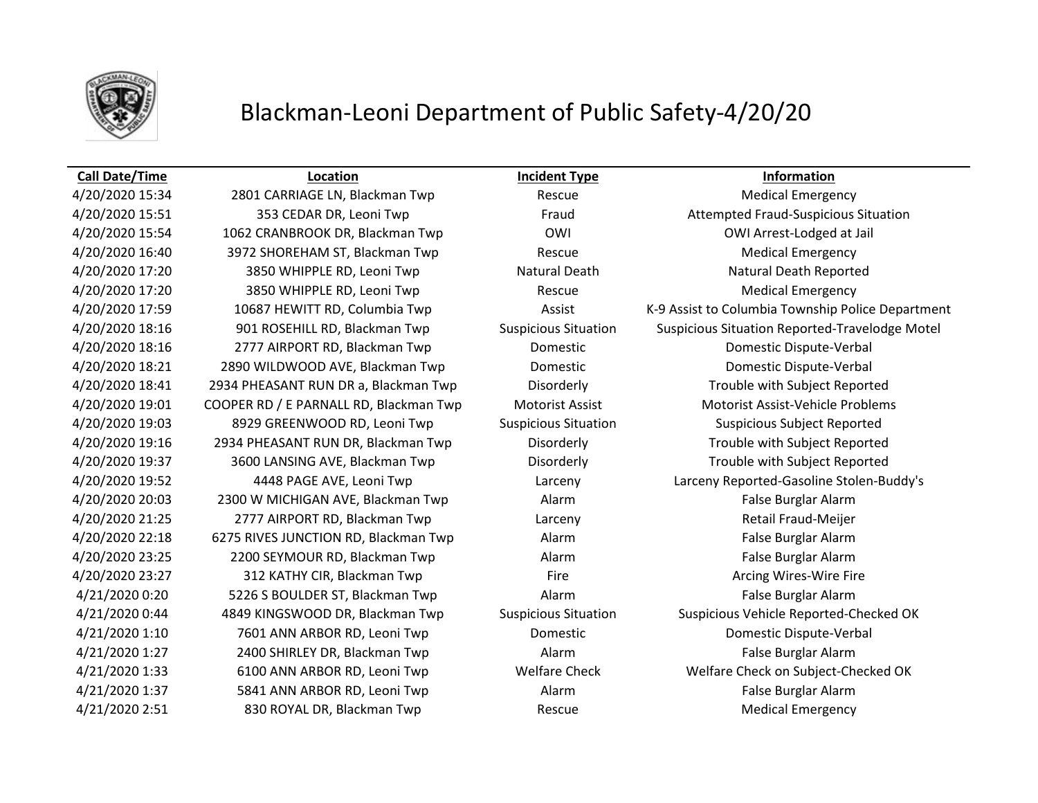# Blackman-Leoni Department of Public Safety-4/20/20

| Call Date/Time | Location | Incident Type | Information |
|---|---|---|---|
| 4/20/2020 15:34 | 2801 CARRIAGE LN, Blackman Twp | Rescue | Medical Emergency |
| 4/20/2020 15:51 | 353 CEDAR DR, Leoni Twp | Fraud | Attempted Fraud-Suspicious Situation |
| 4/20/2020 15:54 | 1062 CRANBROOK DR, Blackman Twp | OWI | OWI Arrest-Lodged at Jail |
| 4/20/2020 16:40 | 3972 SHOREHAM ST, Blackman Twp | Rescue | Medical Emergency |
| 4/20/2020 17:20 | 3850 WHIPPLE RD, Leoni Twp | Natural Death | Natural Death Reported |
| 4/20/2020 17:20 | 3850 WHIPPLE RD, Leoni Twp | Rescue | Medical Emergency |
| 4/20/2020 17:59 | 10687 HEWITT RD, Columbia Twp | Assist | K-9 Assist to Columbia Township Police Department |
| 4/20/2020 18:16 | 901 ROSEHILL RD, Blackman Twp | Suspicious Situation | Suspicious Situation Reported-Travelodge Motel |
| 4/20/2020 18:16 | 2777 AIRPORT RD, Blackman Twp | Domestic | Domestic Dispute-Verbal |
| 4/20/2020 18:21 | 2890 WILDWOOD AVE, Blackman Twp | Domestic | Domestic Dispute-Verbal |
| 4/20/2020 18:41 | 2934 PHEASANT RUN DR a, Blackman Twp | Disorderly | Trouble with Subject Reported |
| 4/20/2020 19:01 | COOPER RD / E PARNALL RD, Blackman Twp | Motorist Assist | Motorist Assist-Vehicle Problems |
| 4/20/2020 19:03 | 8929 GREENWOOD RD, Leoni Twp | Suspicious Situation | Suspicious Subject Reported |
| 4/20/2020 19:16 | 2934 PHEASANT RUN DR, Blackman Twp | Disorderly | Trouble with Subject Reported |
| 4/20/2020 19:37 | 3600 LANSING AVE, Blackman Twp | Disorderly | Trouble with Subject Reported |
| 4/20/2020 19:52 | 4448 PAGE AVE, Leoni Twp | Larceny | Larceny Reported-Gasoline Stolen-Buddy's |
| 4/20/2020 20:03 | 2300 W MICHIGAN AVE, Blackman Twp | Alarm | False Burglar Alarm |
| 4/20/2020 21:25 | 2777 AIRPORT RD, Blackman Twp | Larceny | Retail Fraud-Meijer |
| 4/20/2020 22:18 | 6275 RIVES JUNCTION RD, Blackman Twp | Alarm | False Burglar Alarm |
| 4/20/2020 23:25 | 2200 SEYMOUR RD, Blackman Twp | Alarm | False Burglar Alarm |
| 4/20/2020 23:27 | 312 KATHY CIR, Blackman Twp | Fire | Arcing Wires-Wire Fire |
| 4/21/2020 0:20 | 5226 S BOULDER ST, Blackman Twp | Alarm | False Burglar Alarm |
| 4/21/2020 0:44 | 4849 KINGSWOOD DR, Blackman Twp | Suspicious Situation | Suspicious Vehicle Reported-Checked OK |
| 4/21/2020 1:10 | 7601 ANN ARBOR RD, Leoni Twp | Domestic | Domestic Dispute-Verbal |
| 4/21/2020 1:27 | 2400 SHIRLEY DR, Blackman Twp | Alarm | False Burglar Alarm |
| 4/21/2020 1:33 | 6100 ANN ARBOR RD, Leoni Twp | Welfare Check | Welfare Check on Subject-Checked OK |
| 4/21/2020 1:37 | 5841 ANN ARBOR RD, Leoni Twp | Alarm | False Burglar Alarm |
| 4/21/2020 2:51 | 830 ROYAL DR, Blackman Twp | Rescue | Medical Emergency |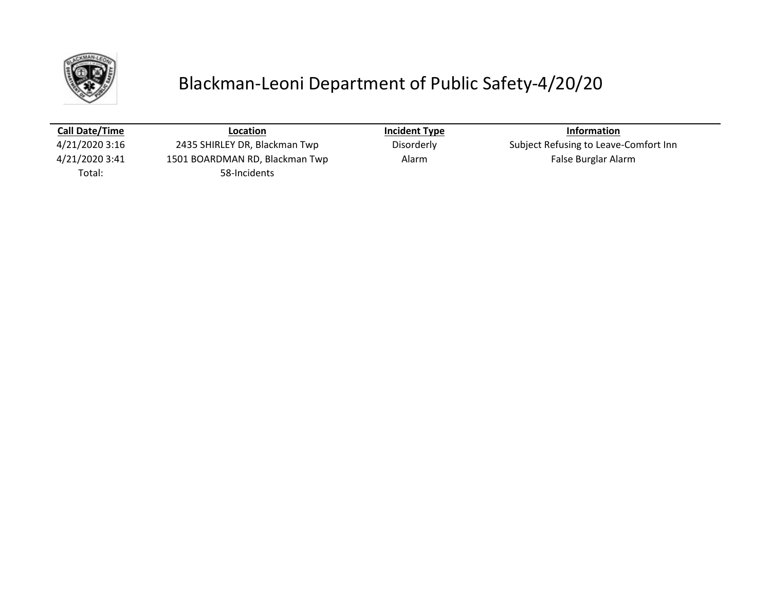# Blackman-Leoni Department of Public Safety-4/20/20

| Call Date/Time | Location | Incident Type | Information |
|---|---|---|---|
| 4/21/2020 3:16 | 2435 SHIRLEY DR, Blackman Twp | Disorderly | Subject Refusing to Leave-Comfort Inn |
| 4/21/2020 3:41 | 1501 BOARDMAN RD, Blackman Twp | Alarm | False Burglar Alarm |
| Total: | 58-Incidents | | |